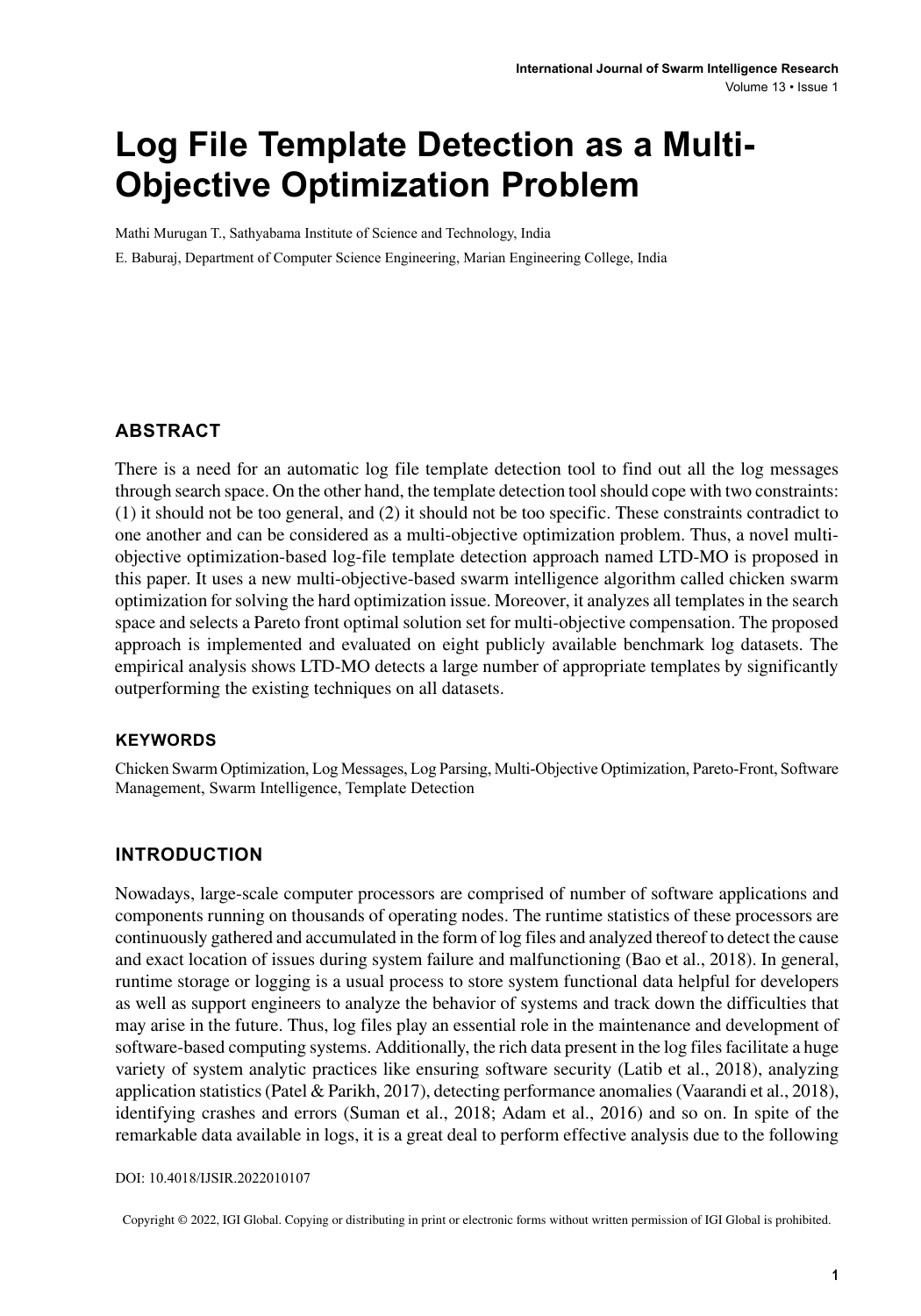# Log File Template Detection as a Multi-Objective Optimization Problem

Mathi Murugan T., Sathyabama Institute of Science and Technology, India

E. Baburaj, Department of Computer Science Engineering, Marian Engineering College, India

## ABSTRACT

There is a need for an automatic log file template detection tool to find out all the log messages through search space. On the other hand, the template detection tool should cope with two constraints: (1) it should not be too general, and (2) it should not be too specific. These constraints contradict to one another and can be considered as a multi-objective optimization problem. Thus, a novel multi-objective optimization-based log-file template detection approach named LTD-MO is proposed in this paper. It uses a new multi-objective-based swarm intelligence algorithm called chicken swarm optimization for solving the hard optimization issue. Moreover, it analyzes all templates in the search space and selects a Pareto front optimal solution set for multi-objective compensation. The proposed approach is implemented and evaluated on eight publicly available benchmark log datasets. The empirical analysis shows LTD-MO detects a large number of appropriate templates by significantly outperforming the existing techniques on all datasets.

### KEYWORDS

Chicken Swarm Optimization, Log Messages, Log Parsing, Multi-Objective Optimization, Pareto-Front, Software Management, Swarm Intelligence, Template Detection

## INTRODUCTION

Nowadays, large-scale computer processors are comprised of number of software applications and components running on thousands of operating nodes. The runtime statistics of these processors are continuously gathered and accumulated in the form of log files and analyzed thereof to detect the cause and exact location of issues during system failure and malfunctioning (Bao et al., 2018). In general, runtime storage or logging is a usual process to store system functional data helpful for developers as well as support engineers to analyze the behavior of systems and track down the difficulties that may arise in the future. Thus, log files play an essential role in the maintenance and development of software-based computing systems. Additionally, the rich data present in the log files facilitate a huge variety of system analytic practices like ensuring software security (Latib et al., 2018), analyzing application statistics (Patel & Parikh, 2017), detecting performance anomalies (Vaarandi et al., 2018), identifying crashes and errors (Suman et al., 2018; Adam et al., 2016) and so on. In spite of the remarkable data available in logs, it is a great deal to perform effective analysis due to the following

DOI: 10.4018/IJSIR.2022010107

Copyright © 2022, IGI Global. Copying or distributing in print or electronic forms without written permission of IGI Global is prohibited.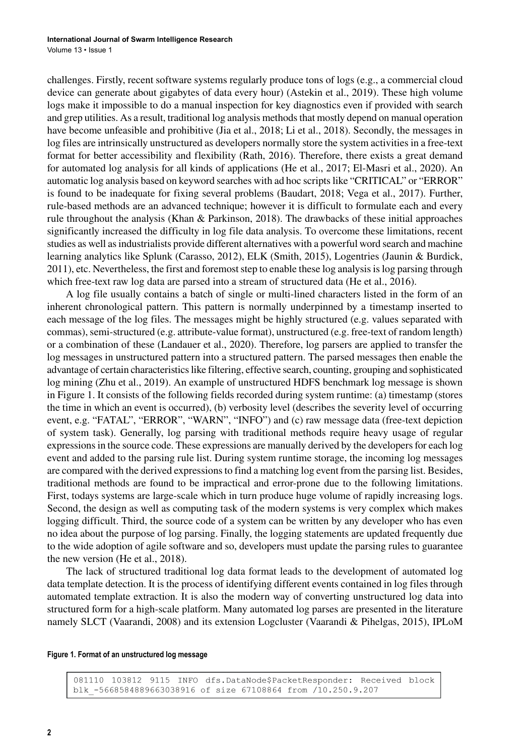challenges. Firstly, recent software systems regularly produce tons of logs (e.g., a commercial cloud device can generate about gigabytes of data every hour) (Astekin et al., 2019). These high volume logs make it impossible to do a manual inspection for key diagnostics even if provided with search and grep utilities. As a result, traditional log analysis methods that mostly depend on manual operation have become unfeasible and prohibitive (Jia et al., 2018; Li et al., 2018). Secondly, the messages in log files are intrinsically unstructured as developers normally store the system activities in a free-text format for better accessibility and flexibility (Rath, 2016). Therefore, there exists a great demand for automated log analysis for all kinds of applications (He et al., 2017; El-Masri et al., 2020). An automatic log analysis based on keyword searches with ad hoc scripts like "CRITICAL" or "ERROR" is found to be inadequate for fixing several problems (Baudart, 2018; Vega et al., 2017). Further, rule-based methods are an advanced technique; however it is difficult to formulate each and every rule throughout the analysis (Khan & Parkinson, 2018). The drawbacks of these initial approaches significantly increased the difficulty in log file data analysis. To overcome these limitations, recent studies as well as industrialists provide different alternatives with a powerful word search and machine learning analytics like Splunk (Carasso, 2012), ELK (Smith, 2015), Logentries (Jaunin & Burdick, 2011), etc. Nevertheless, the first and foremost step to enable these log analysis is log parsing through which free-text raw log data are parsed into a stream of structured data (He et al., 2016).

A log file usually contains a batch of single or multi-lined characters listed in the form of an inherent chronological pattern. This pattern is normally underpinned by a timestamp inserted to each message of the log files. The messages might be highly structured (e.g. values separated with commas), semi-structured (e.g. attribute-value format), unstructured (e.g. free-text of random length) or a combination of these (Landauer et al., 2020). Therefore, log parsers are applied to transfer the log messages in unstructured pattern into a structured pattern. The parsed messages then enable the advantage of certain characteristics like filtering, effective search, counting, grouping and sophisticated log mining (Zhu et al., 2019). An example of unstructured HDFS benchmark log message is shown in Figure 1. It consists of the following fields recorded during system runtime: (a) timestamp (stores the time in which an event is occurred), (b) verbosity level (describes the severity level of occurring event, e.g. "FATAL", "ERROR", "WARN", "INFO") and (c) raw message data (free-text depiction of system task). Generally, log parsing with traditional methods require heavy usage of regular expressions in the source code. These expressions are manually derived by the developers for each log event and added to the parsing rule list. During system runtime storage, the incoming log messages are compared with the derived expressions to find a matching log event from the parsing list. Besides, traditional methods are found to be impractical and error-prone due to the following limitations. First, todays systems are large-scale which in turn produce huge volume of rapidly increasing logs. Second, the design as well as computing task of the modern systems is very complex which makes logging difficult. Third, the source code of a system can be written by any developer who has even no idea about the purpose of log parsing. Finally, the logging statements are updated frequently due to the wide adoption of agile software and so, developers must update the parsing rules to guarantee the new version (He et al., 2018).

The lack of structured traditional log data format leads to the development of automated log data template detection. It is the process of identifying different events contained in log files through automated template extraction. It is also the modern way of converting unstructured log data into structured form for a high-scale platform. Many automated log parses are presented in the literature namely SLCT (Vaarandi, 2008) and its extension Logcluster (Vaarandi & Pihelgas, 2015), IPLoM

**Figure 1. Format of an unstructured log message**

```
081110 103812 9115 INFO dfs.DataNode$PacketResponder: Received block
blk_-5668584889663038916 of size 67108864 from /10.250.9.207
```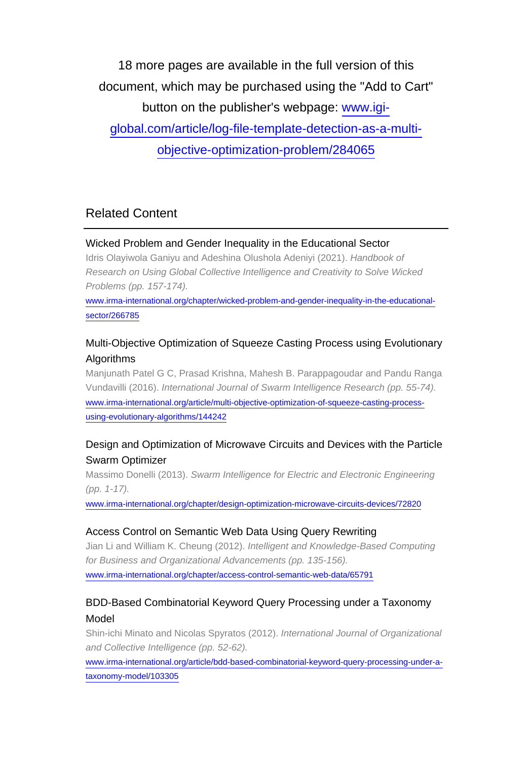18 more pages are available in the full version of this document, which may be purchased using the "Add to Cart" button on the publisher's webpage: [www.igi-global.com/article/log-file-template-detection-as-a-multi-objective-optimization-problem/284065](www.igi-global.com/article/log-file-template-detection-as-a-multi-objective-optimization-problem/284065)

## Related Content

### Wicked Problem and Gender Inequality in the Educational Sector

Idris Olayiwola Ganiyu and Adeshina Olushola Adeniyi (2021). *Handbook of Research on Using Global Collective Intelligence and Creativity to Solve Wicked Problems (pp. 157-174).*

[www.irma-international.org/chapter/wicked-problem-and-gender-inequality-in-the-educational-sector/266785](www.irma-international.org/chapter/wicked-problem-and-gender-inequality-in-the-educational-sector/266785)

### Multi-Objective Optimization of Squeeze Casting Process using Evolutionary Algorithms

Manjunath Patel G C, Prasad Krishna, Mahesh B. Parappagoudar and Pandu Ranga Vundavilli (2016). *International Journal of Swarm Intelligence Research (pp. 55-74).*

[www.irma-international.org/article/multi-objective-optimization-of-squeeze-casting-process-using-evolutionary-algorithms/144242](www.irma-international.org/article/multi-objective-optimization-of-squeeze-casting-process-using-evolutionary-algorithms/144242)

### Design and Optimization of Microwave Circuits and Devices with the Particle Swarm Optimizer

Massimo Donelli (2013). *Swarm Intelligence for Electric and Electronic Engineering (pp. 1-17).*

[www.irma-international.org/chapter/design-optimization-microwave-circuits-devices/72820](www.irma-international.org/chapter/design-optimization-microwave-circuits-devices/72820)

### Access Control on Semantic Web Data Using Query Rewriting

Jian Li and William K. Cheung (2012). *Intelligent and Knowledge-Based Computing for Business and Organizational Advancements (pp. 135-156).*

[www.irma-international.org/chapter/access-control-semantic-web-data/65791](www.irma-international.org/chapter/access-control-semantic-web-data/65791)

### BDD-Based Combinatorial Keyword Query Processing under a Taxonomy Model

Shin-ichi Minato and Nicolas Spyratos (2012). *International Journal of Organizational and Collective Intelligence (pp. 52-62).*

[www.irma-international.org/article/bdd-based-combinatorial-keyword-query-processing-under-a-taxonomy-model/103305](www.irma-international.org/article/bdd-based-combinatorial-keyword-query-processing-under-a-taxonomy-model/103305)